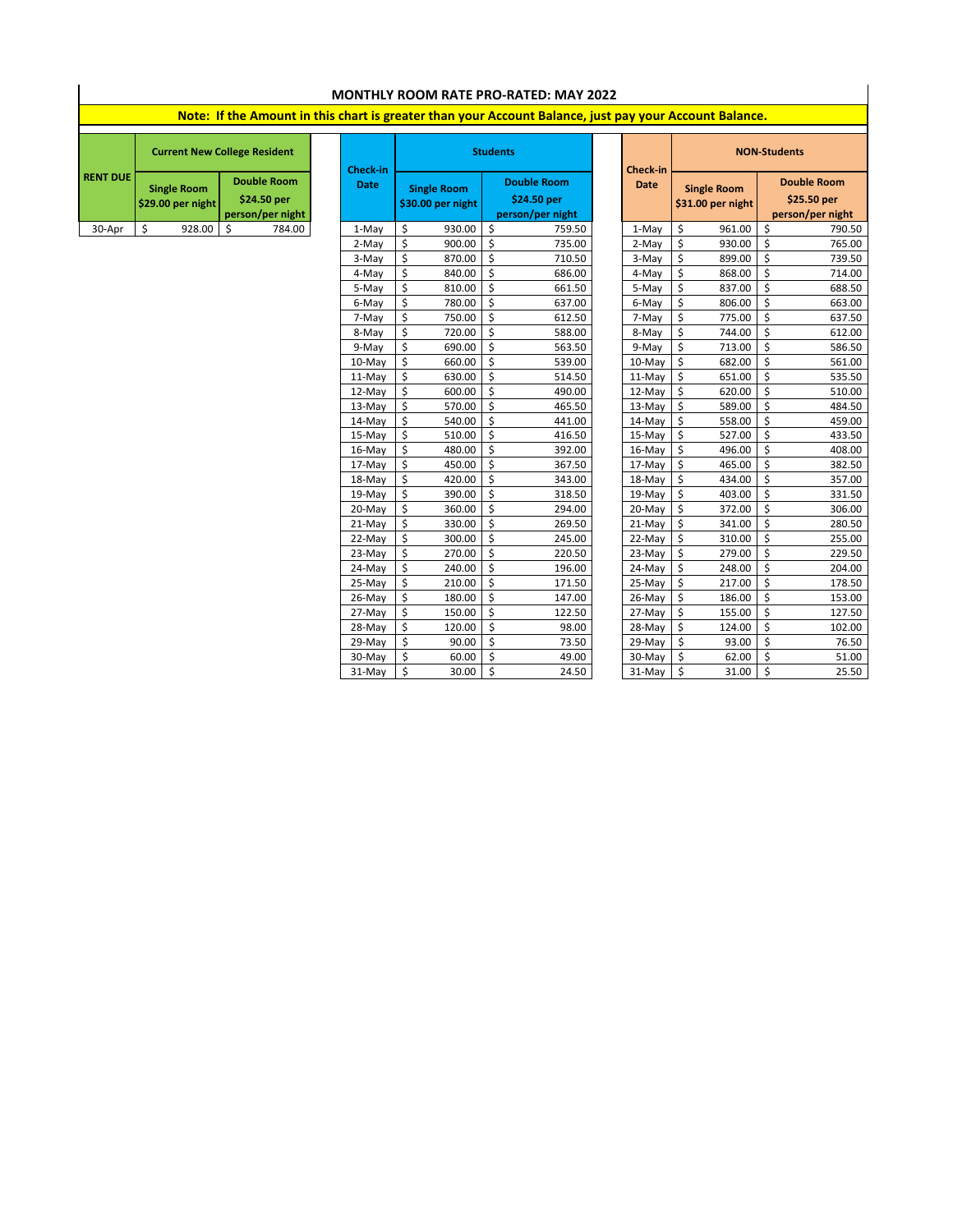# MONTHLY ROOM RATE PRO-RATED: MAY 2022

**Note: If the Amount in this chart is greater than your Account Balance, just pay your Account Balance.**

| RENT DUE | Current New College Resident | |
|---|---|---|
| | Single Room $29.00 per night | Double Room $24.50 per person/per night |
| 30-Apr | $ 928.00 | $ 784.00 |

| Check-in Date | Students | |
|---|---|---|
| | Single Room $30.00 per night | Double Room $24.50 per person/per night |
| 1-May | $ 930.00 | $ 759.50 |
| 2-May | $ 900.00 | $ 735.00 |
| 3-May | $ 870.00 | $ 710.50 |
| 4-May | $ 840.00 | $ 686.00 |
| 5-May | $ 810.00 | $ 661.50 |
| 6-May | $ 780.00 | $ 637.00 |
| 7-May | $ 750.00 | $ 612.50 |
| 8-May | $ 720.00 | $ 588.00 |
| 9-May | $ 690.00 | $ 563.50 |
| 10-May | $ 660.00 | $ 539.00 |
| 11-May | $ 630.00 | $ 514.50 |
| 12-May | $ 600.00 | $ 490.00 |
| 13-May | $ 570.00 | $ 465.50 |
| 14-May | $ 540.00 | $ 441.00 |
| 15-May | $ 510.00 | $ 416.50 |
| 16-May | $ 480.00 | $ 392.00 |
| 17-May | $ 450.00 | $ 367.50 |
| 18-May | $ 420.00 | $ 343.00 |
| 19-May | $ 390.00 | $ 318.50 |
| 20-May | $ 360.00 | $ 294.00 |
| 21-May | $ 330.00 | $ 269.50 |
| 22-May | $ 300.00 | $ 245.00 |
| 23-May | $ 270.00 | $ 220.50 |
| 24-May | $ 240.00 | $ 196.00 |
| 25-May | $ 210.00 | $ 171.50 |
| 26-May | $ 180.00 | $ 147.00 |
| 27-May | $ 150.00 | $ 122.50 |
| 28-May | $ 120.00 | $ 98.00 |
| 29-May | $ 90.00 | $ 73.50 |
| 30-May | $ 60.00 | $ 49.00 |
| 31-May | $ 30.00 | $ 24.50 |

| Check-in Date | NON-Students | |
|---|---|---|
| | Single Room $31.00 per night | Double Room $25.50 per person/per night |
| 1-May | $ 961.00 | $ 790.50 |
| 2-May | $ 930.00 | $ 765.00 |
| 3-May | $ 899.00 | $ 739.50 |
| 4-May | $ 868.00 | $ 714.00 |
| 5-May | $ 837.00 | $ 688.50 |
| 6-May | $ 806.00 | $ 663.00 |
| 7-May | $ 775.00 | $ 637.50 |
| 8-May | $ 744.00 | $ 612.00 |
| 9-May | $ 713.00 | $ 586.50 |
| 10-May | $ 682.00 | $ 561.00 |
| 11-May | $ 651.00 | $ 535.50 |
| 12-May | $ 620.00 | $ 510.00 |
| 13-May | $ 589.00 | $ 484.50 |
| 14-May | $ 558.00 | $ 459.00 |
| 15-May | $ 527.00 | $ 433.50 |
| 16-May | $ 496.00 | $ 408.00 |
| 17-May | $ 465.00 | $ 382.50 |
| 18-May | $ 434.00 | $ 357.00 |
| 19-May | $ 403.00 | $ 331.50 |
| 20-May | $ 372.00 | $ 306.00 |
| 21-May | $ 341.00 | $ 280.50 |
| 22-May | $ 310.00 | $ 255.00 |
| 23-May | $ 279.00 | $ 229.50 |
| 24-May | $ 248.00 | $ 204.00 |
| 25-May | $ 217.00 | $ 178.50 |
| 26-May | $ 186.00 | $ 153.00 |
| 27-May | $ 155.00 | $ 127.50 |
| 28-May | $ 124.00 | $ 102.00 |
| 29-May | $ 93.00 | $ 76.50 |
| 30-May | $ 62.00 | $ 51.00 |
| 31-May | $ 31.00 | $ 25.50 |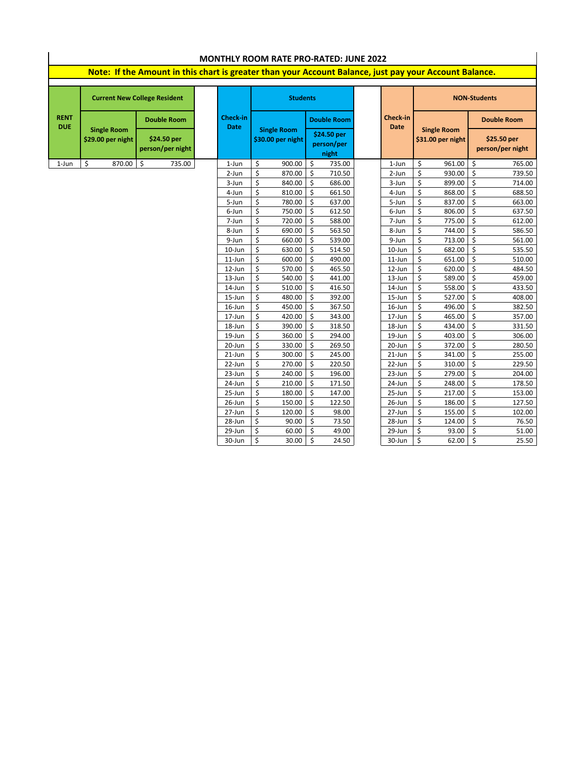## MONTHLY ROOM RATE PRO-RATED: JUNE 2022

**Note: If the Amount in this chart is greater than your Account Balance, just pay your Account Balance.**

| RENT DUE | Current New College Resident | |
|---|---|---|
| | Single Room $29.00 per night | Double Room $24.50 per person/per night |
| 1-Jun | $ 870.00 | $ 735.00 |

| Check-in Date | Students | |
|---|---|---|
| | Single Room $30.00 per night | Double Room $24.50 per person/per night |
| 1-Jun | $ 900.00 | $ 735.00 |
| 2-Jun | $ 870.00 | $ 710.50 |
| 3-Jun | $ 840.00 | $ 686.00 |
| 4-Jun | $ 810.00 | $ 661.50 |
| 5-Jun | $ 780.00 | $ 637.00 |
| 6-Jun | $ 750.00 | $ 612.50 |
| 7-Jun | $ 720.00 | $ 588.00 |
| 8-Jun | $ 690.00 | $ 563.50 |
| 9-Jun | $ 660.00 | $ 539.00 |
| 10-Jun | $ 630.00 | $ 514.50 |
| 11-Jun | $ 600.00 | $ 490.00 |
| 12-Jun | $ 570.00 | $ 465.50 |
| 13-Jun | $ 540.00 | $ 441.00 |
| 14-Jun | $ 510.00 | $ 416.50 |
| 15-Jun | $ 480.00 | $ 392.00 |
| 16-Jun | $ 450.00 | $ 367.50 |
| 17-Jun | $ 420.00 | $ 343.00 |
| 18-Jun | $ 390.00 | $ 318.50 |
| 19-Jun | $ 360.00 | $ 294.00 |
| 20-Jun | $ 330.00 | $ 269.50 |
| 21-Jun | $ 300.00 | $ 245.00 |
| 22-Jun | $ 270.00 | $ 220.50 |
| 23-Jun | $ 240.00 | $ 196.00 |
| 24-Jun | $ 210.00 | $ 171.50 |
| 25-Jun | $ 180.00 | $ 147.00 |
| 26-Jun | $ 150.00 | $ 122.50 |
| 27-Jun | $ 120.00 | $ 98.00 |
| 28-Jun | $ 90.00 | $ 73.50 |
| 29-Jun | $ 60.00 | $ 49.00 |
| 30-Jun | $ 30.00 | $ 24.50 |

| Check-in Date | NON-Students | |
|---|---|---|
| | Single Room $31.00 per night | Double Room $25.50 per person/per night |
| 1-Jun | $ 961.00 | $ 765.00 |
| 2-Jun | $ 930.00 | $ 739.50 |
| 3-Jun | $ 899.00 | $ 714.00 |
| 4-Jun | $ 868.00 | $ 688.50 |
| 5-Jun | $ 837.00 | $ 663.00 |
| 6-Jun | $ 806.00 | $ 637.50 |
| 7-Jun | $ 775.00 | $ 612.00 |
| 8-Jun | $ 744.00 | $ 586.50 |
| 9-Jun | $ 713.00 | $ 561.00 |
| 10-Jun | $ 682.00 | $ 535.50 |
| 11-Jun | $ 651.00 | $ 510.00 |
| 12-Jun | $ 620.00 | $ 484.50 |
| 13-Jun | $ 589.00 | $ 459.00 |
| 14-Jun | $ 558.00 | $ 433.50 |
| 15-Jun | $ 527.00 | $ 408.00 |
| 16-Jun | $ 496.00 | $ 382.50 |
| 17-Jun | $ 465.00 | $ 357.00 |
| 18-Jun | $ 434.00 | $ 331.50 |
| 19-Jun | $ 403.00 | $ 306.00 |
| 20-Jun | $ 372.00 | $ 280.50 |
| 21-Jun | $ 341.00 | $ 255.00 |
| 22-Jun | $ 310.00 | $ 229.50 |
| 23-Jun | $ 279.00 | $ 204.00 |
| 24-Jun | $ 248.00 | $ 178.50 |
| 25-Jun | $ 217.00 | $ 153.00 |
| 26-Jun | $ 186.00 | $ 127.50 |
| 27-Jun | $ 155.00 | $ 102.00 |
| 28-Jun | $ 124.00 | $ 76.50 |
| 29-Jun | $ 93.00 | $ 51.00 |
| 30-Jun | $ 62.00 | $ 25.50 |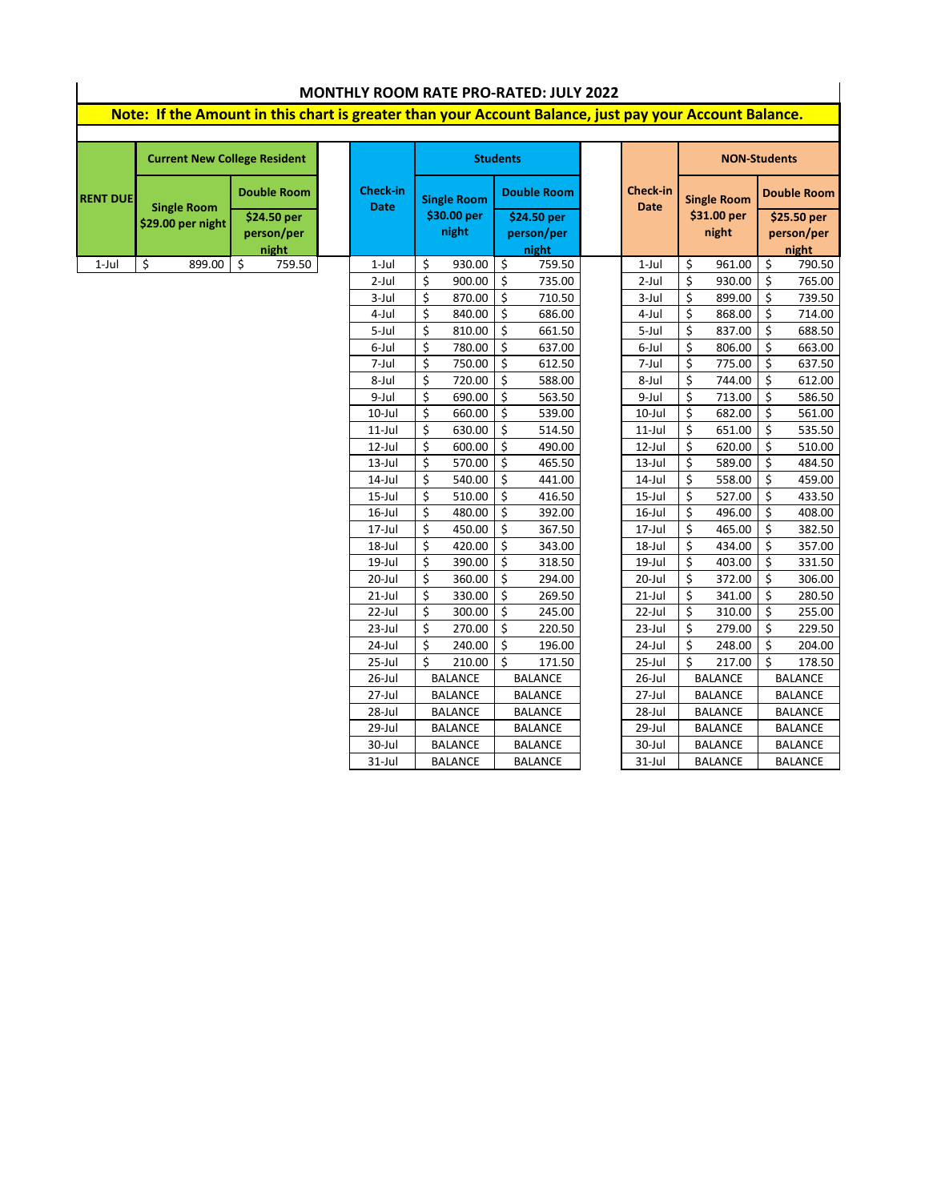# MONTHLY ROOM RATE PRO-RATED: JULY 2022

**Note: If the Amount in this chart is greater than your Account Balance, just pay your Account Balance.**

| RENT DUE | Current New College Resident | |
|---|---|---|
| | Single Room $29.00 per night | Double Room $24.50 per person/per night |
| 1-Jul | $ 899.00 | $ 759.50 |

| Check-in Date | Students | |
|---|---|---|
| | Single Room $30.00 per night | Double Room $24.50 per person/per night |
| 1-Jul | $ 930.00 | $ 759.50 |
| 2-Jul | $ 900.00 | $ 735.00 |
| 3-Jul | $ 870.00 | $ 710.50 |
| 4-Jul | $ 840.00 | $ 686.00 |
| 5-Jul | $ 810.00 | $ 661.50 |
| 6-Jul | $ 780.00 | $ 637.00 |
| 7-Jul | $ 750.00 | $ 612.50 |
| 8-Jul | $ 720.00 | $ 588.00 |
| 9-Jul | $ 690.00 | $ 563.50 |
| 10-Jul | $ 660.00 | $ 539.00 |
| 11-Jul | $ 630.00 | $ 514.50 |
| 12-Jul | $ 600.00 | $ 490.00 |
| 13-Jul | $ 570.00 | $ 465.50 |
| 14-Jul | $ 540.00 | $ 441.00 |
| 15-Jul | $ 510.00 | $ 416.50 |
| 16-Jul | $ 480.00 | $ 392.00 |
| 17-Jul | $ 450.00 | $ 367.50 |
| 18-Jul | $ 420.00 | $ 343.00 |
| 19-Jul | $ 390.00 | $ 318.50 |
| 20-Jul | $ 360.00 | $ 294.00 |
| 21-Jul | $ 330.00 | $ 269.50 |
| 22-Jul | $ 300.00 | $ 245.00 |
| 23-Jul | $ 270.00 | $ 220.50 |
| 24-Jul | $ 240.00 | $ 196.00 |
| 25-Jul | $ 210.00 | $ 171.50 |
| 26-Jul | BALANCE | BALANCE |
| 27-Jul | BALANCE | BALANCE |
| 28-Jul | BALANCE | BALANCE |
| 29-Jul | BALANCE | BALANCE |
| 30-Jul | BALANCE | BALANCE |
| 31-Jul | BALANCE | BALANCE |

| Check-in Date | NON-Students | |
|---|---|---|
| | Single Room $31.00 per night | Double Room $25.50 per person/per night |
| 1-Jul | $ 961.00 | $ 790.50 |
| 2-Jul | $ 930.00 | $ 765.00 |
| 3-Jul | $ 899.00 | $ 739.50 |
| 4-Jul | $ 868.00 | $ 714.00 |
| 5-Jul | $ 837.00 | $ 688.50 |
| 6-Jul | $ 806.00 | $ 663.00 |
| 7-Jul | $ 775.00 | $ 637.50 |
| 8-Jul | $ 744.00 | $ 612.00 |
| 9-Jul | $ 713.00 | $ 586.50 |
| 10-Jul | $ 682.00 | $ 561.00 |
| 11-Jul | $ 651.00 | $ 535.50 |
| 12-Jul | $ 620.00 | $ 510.00 |
| 13-Jul | $ 589.00 | $ 484.50 |
| 14-Jul | $ 558.00 | $ 459.00 |
| 15-Jul | $ 527.00 | $ 433.50 |
| 16-Jul | $ 496.00 | $ 408.00 |
| 17-Jul | $ 465.00 | $ 382.50 |
| 18-Jul | $ 434.00 | $ 357.00 |
| 19-Jul | $ 403.00 | $ 331.50 |
| 20-Jul | $ 372.00 | $ 306.00 |
| 21-Jul | $ 341.00 | $ 280.50 |
| 22-Jul | $ 310.00 | $ 255.00 |
| 23-Jul | $ 279.00 | $ 229.50 |
| 24-Jul | $ 248.00 | $ 204.00 |
| 25-Jul | $ 217.00 | $ 178.50 |
| 26-Jul | BALANCE | BALANCE |
| 27-Jul | BALANCE | BALANCE |
| 28-Jul | BALANCE | BALANCE |
| 29-Jul | BALANCE | BALANCE |
| 30-Jul | BALANCE | BALANCE |
| 31-Jul | BALANCE | BALANCE |